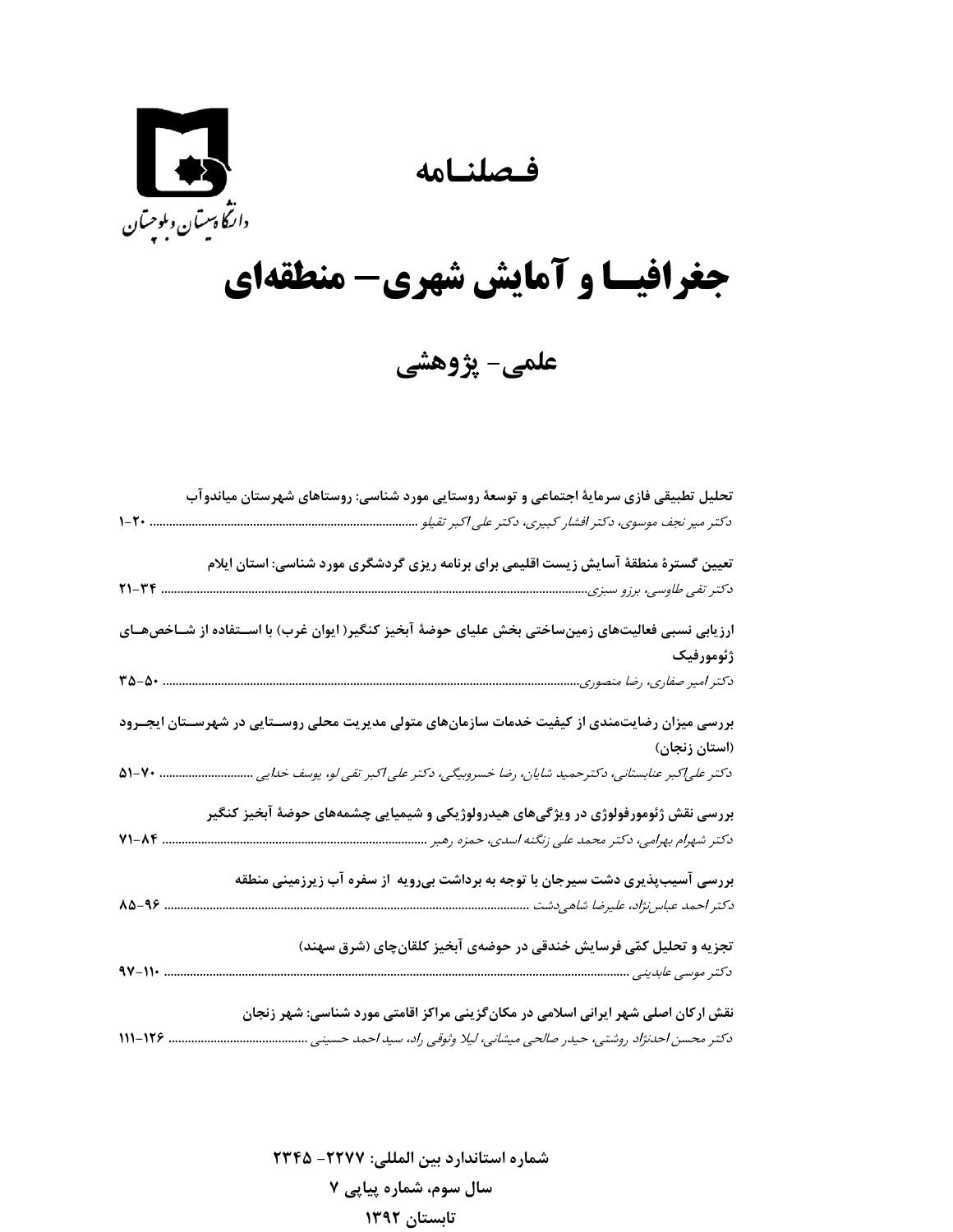دانشگاه سیستان و بلوچستان

# فصلنامه

# جغرافیا و آمایش شهری- منطقه‌ای

## علمی- پژوهشی

**تحلیل تطبیقی فازی سرمایهٔ اجتماعی و توسعهٔ روستایی مورد شناسی: روستاهای شهرستان میاندوآب**
*دکتر میر نجف موسوی، دکتر افشار کبیری، دکتر علی اکبر تقیلو* ................ ۲۰-۱

**تعیین گسترهٔ منطقهٔ آسایش زیست اقلیمی برای برنامه ریزی گردشگری مورد شناسی: استان ایلام**
*دکتر تقی طاوسی، برزو سبزی*................ ۳۴-۲۱

**ارزیابی نسبی فعالیت‌های زمین‌ساختی بخش علیای حوضهٔ آبخیز کنگیر( ایوان غرب) با استفاده از شاخص‌های ژئومورفیک**
*دکتر امیر صفاری، رضا منصوری*................ ۵۰-۳۵

**بررسی میزان رضایت‌مندی از کیفیت خدمات سازمان‌های متولی مدیریت محلی روستایی در شهرستان ایجرود (استان زنجان)**
*دکتر علی‌اکبر عنابستانی، دکترحمید شایان، رضا خسروبیگی، دکتر علی اکبر تقی لو، یوسف خدایی* ................ ۷۰-۵۱

**بررسی نقش ژئومورفولوژی در ویژگی‌های هیدرولوژیکی و شیمیایی چشمه‌های حوضهٔ آبخیز کنگیر**
*دکتر شهرام بهرامی، دکتر محمد علی زنگنه اسدی، حمزه رهبر* ................ ۸۴-۷۱

**بررسی آسیب‌پذیری دشت سیرجان با توجه به برداشت بی‌رویه از سفره آب زیرزمینی منطقه**
*دکتر احمد عباس‌نژاد، علیرضا شاهی‌دشت* ................ ۹۶-۸۵

**تجزیه و تحلیل کمّی فرسایش خندقی در حوضه‌ی آبخیز کلقان‌چای (شرق سهند)**
*دکتر موسی عابدینی* ................ ۱۱۰-۹۷

**نقش ارکان اصلی شهر ایرانی اسلامی در مکان‌گزینی مراکز اقامتی مورد شناسی: شهر زنجان**
*دکتر محسن احدنژاد روشتی، حیدر صالحی میشانی، لیلا وثوقی راد، سید احمد حسینی* ................ ۱۲۶-۱۱۱

**شماره استاندارد بین المللی: ۲۲۷۷- ۲۳۴۵**
**سال سوم، شماره پیاپی ۷**
**تابستان ۱۳۹۲**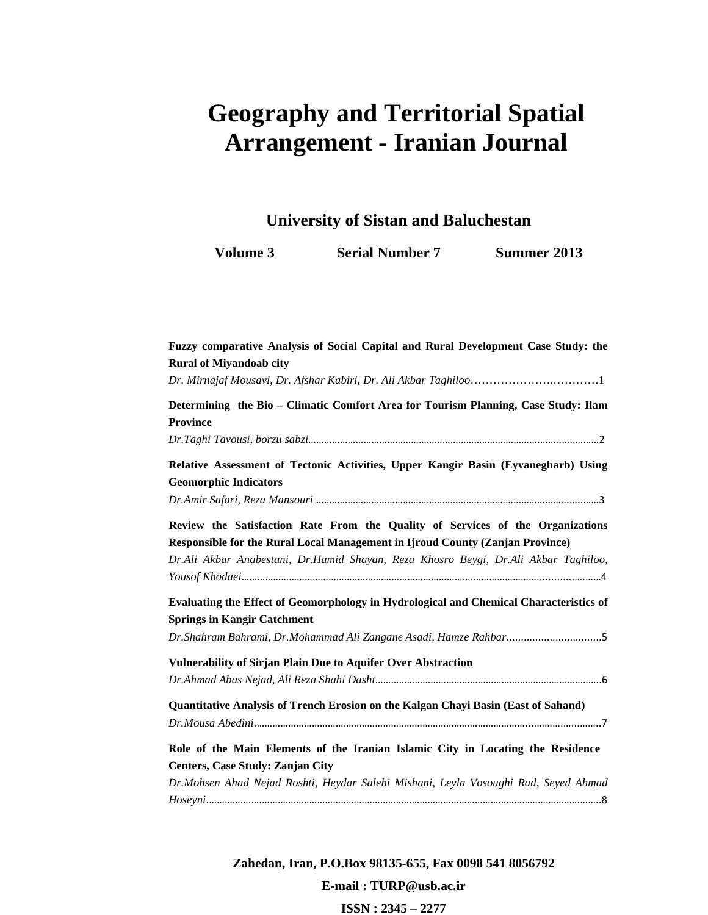# Geography and Territorial Spatial Arrangement - Iranian Journal

## University of Sistan and Baluchestan

**Volume 3 Serial Number 7 Summer 2013**

**Fuzzy comparative Analysis of Social Capital and Rural Development Case Study: the Rural of Miyandoab city**
*Dr. Mirnajaf Mousavi, Dr. Afshar Kabiri, Dr. Ali Akbar Taghiloo*……………………….…………1

**Determining the Bio – Climatic Comfort Area for Tourism Planning, Case Study: Ilam Province**
*Dr.Taghi Tavousi, borzu sabzi*…………………………………………………………………………2

**Relative Assessment of Tectonic Activities, Upper Kangir Basin (Eyvanegharb) Using Geomorphic Indicators**
*Dr.Amir Safari, Reza Mansouri* ………………………………………………………………………3

**Review the Satisfaction Rate From the Quality of Services of the Organizations Responsible for the Rural Local Management in Ijroud County (Zanjan Province)**
*Dr.Ali Akbar Anabestani, Dr.Hamid Shayan, Reza Khosro Beygi, Dr.Ali Akbar Taghiloo, Yousof Khodaei*……………………………………………………………………………………………4

**Evaluating the Effect of Geomorphology in Hydrological and Chemical Characteristics of Springs in Kangir Catchment**
*Dr.Shahram Bahrami, Dr.Mohammad Ali Zangane Asadi, Hamze Rahbar*…………………………5

**Vulnerability of Sirjan Plain Due to Aquifer Over Abstraction**
*Dr.Ahmad Abas Nejad, Ali Reza Shahi Dasht*……………………………………………………6

**Quantitative Analysis of Trench Erosion on the Kalgan Chayi Basin (East of Sahand)**
*Dr.Mousa Abedini*……………………………………………………………………………………7

**Role of the Main Elements of the Iranian Islamic City in Locating the Residence Centers, Case Study: Zanjan City**
*Dr.Mohsen Ahad Nejad Roshti, Heydar Salehi Mishani, Leyla Vosoughi Rad, Seyed Ahmad Hoseyni*……………………………………………………………………………………………8

**Zahedan, Iran, P.O.Box 98135-655, Fax 0098 541 8056792**

**E-mail : TURP@usb.ac.ir**

**ISSN : 2345 – 2277**